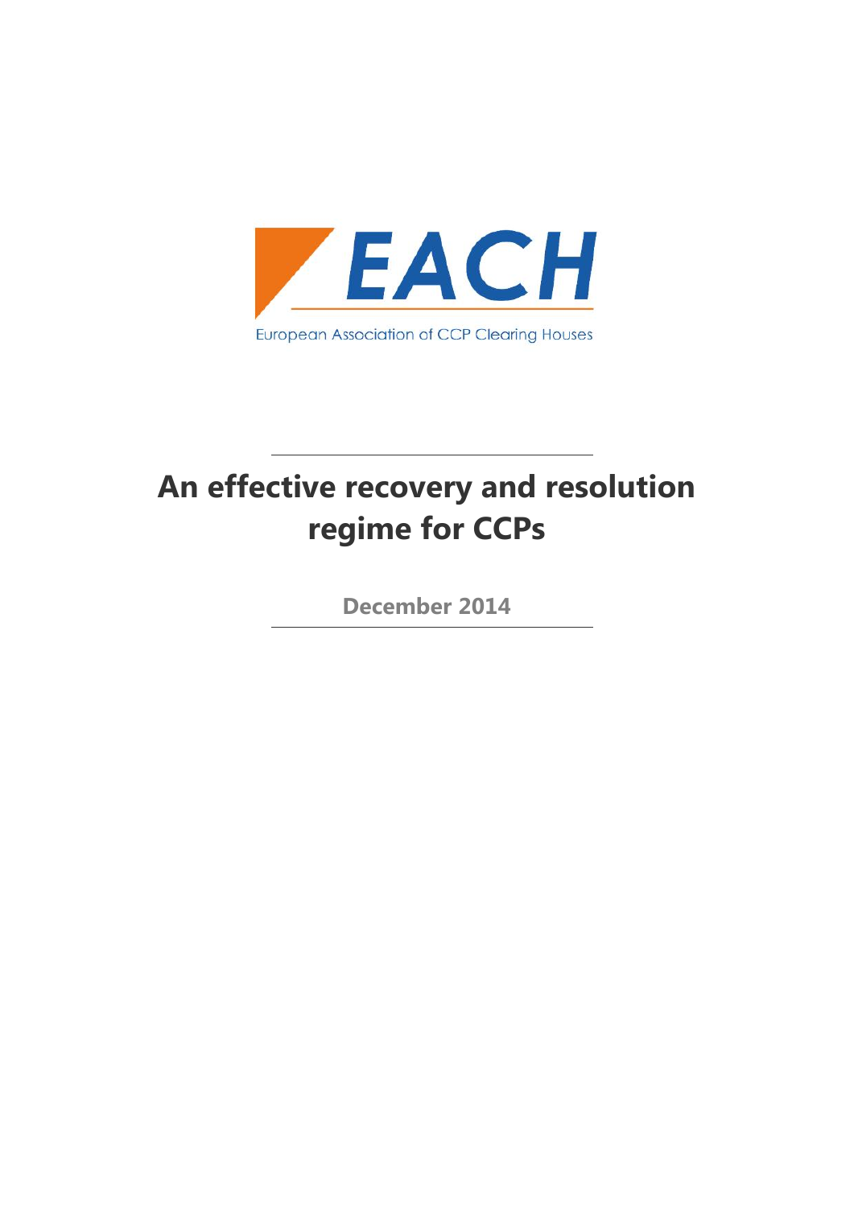EACH

European Association of CCP Clearing Houses

# An effective recovery and resolution regime for CCPs

**December 2014**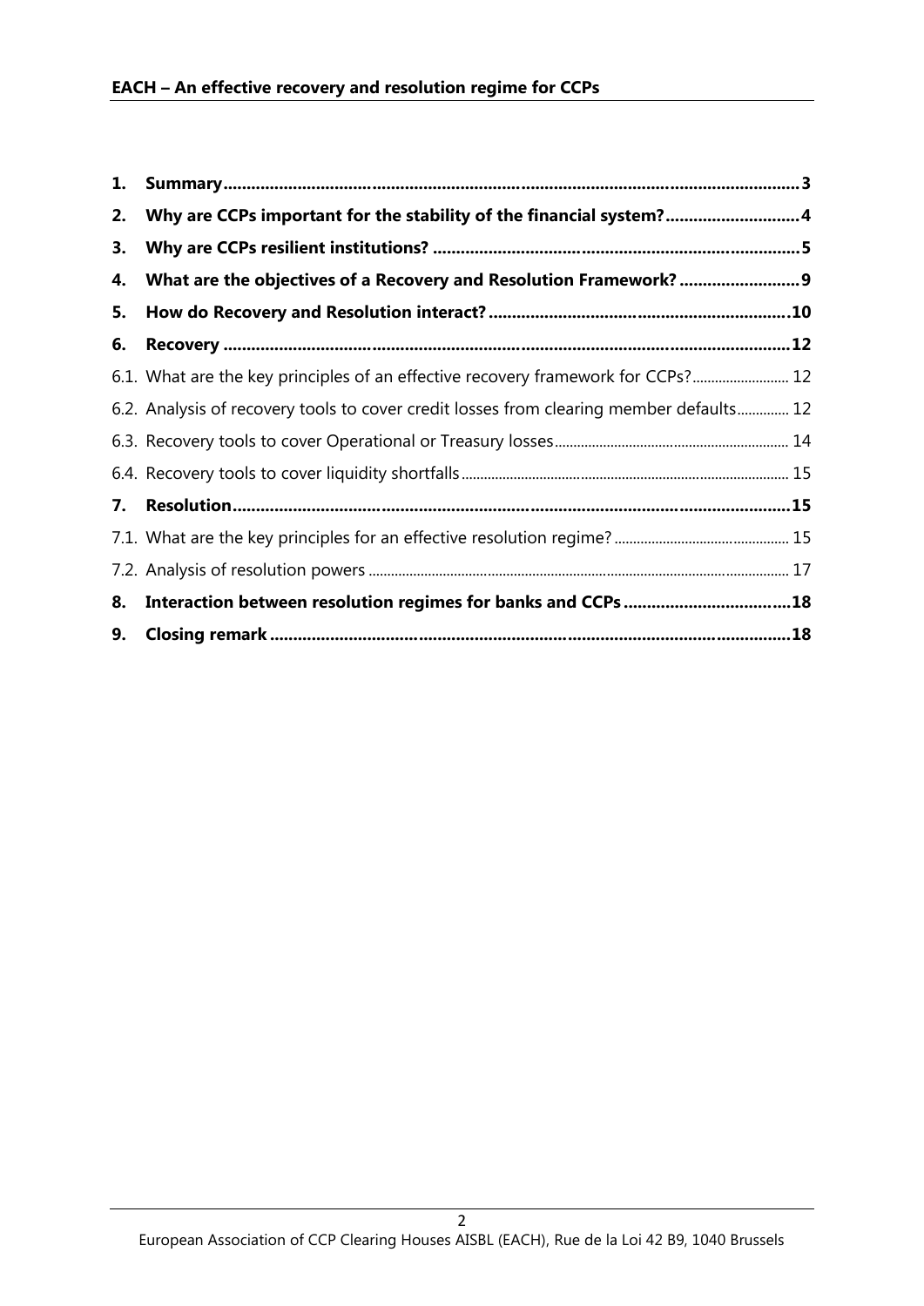1. **Summary** ........ 3
2. **Why are CCPs important for the stability of the financial system?** ........ 4
3. **Why are CCPs resilient institutions?** ........ 5
4. **What are the objectives of a Recovery and Resolution Framework?** ........ 9
5. **How do Recovery and Resolution interact?** ........ 10
6. **Recovery** ........ 12
   - 6.1. What are the key principles of an effective recovery framework for CCPs? ........ 12
   - 6.2. Analysis of recovery tools to cover credit losses from clearing member defaults ........ 12
   - 6.3. Recovery tools to cover Operational or Treasury losses ........ 14
   - 6.4. Recovery tools to cover liquidity shortfalls ........ 15
7. **Resolution** ........ 15
   - 7.1. What are the key principles for an effective resolution regime? ........ 15
   - 7.2. Analysis of resolution powers ........ 17
8. **Interaction between resolution regimes for banks and CCPs** ........ 18
9. **Closing remark** ........ 18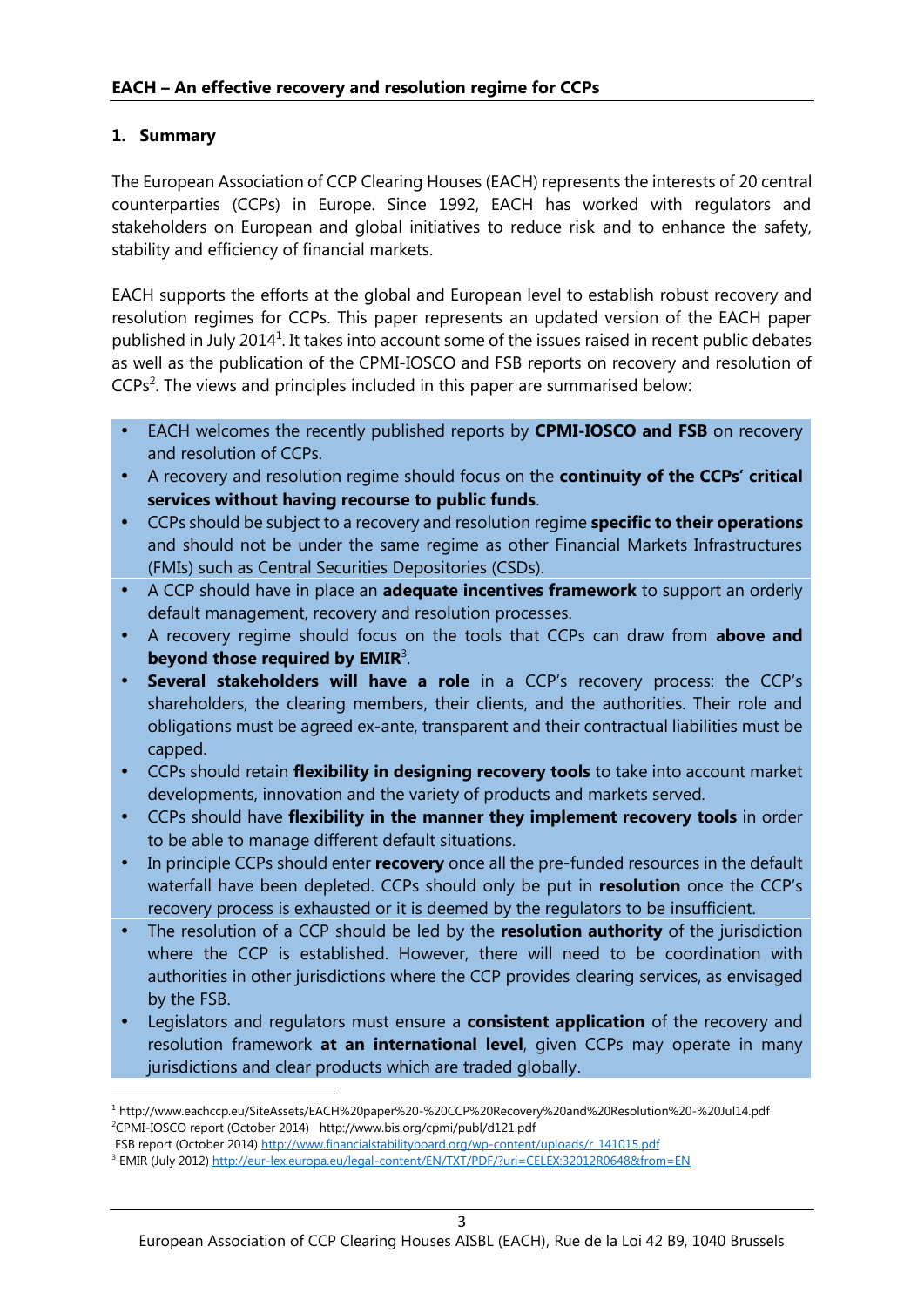**EACH – An effective recovery and resolution regime for CCPs**

## 1. Summary

The European Association of CCP Clearing Houses (EACH) represents the interests of 20 central counterparties (CCPs) in Europe. Since 1992, EACH has worked with regulators and stakeholders on European and global initiatives to reduce risk and to enhance the safety, stability and efficiency of financial markets.

EACH supports the efforts at the global and European level to establish robust recovery and resolution regimes for CCPs. This paper represents an updated version of the EACH paper published in July 2014[1]. It takes into account some of the issues raised in recent public debates as well as the publication of the CPMI-IOSCO and FSB reports on recovery and resolution of CCPs[2]. The views and principles included in this paper are summarised below:

- EACH welcomes the recently published reports by **CPMI-IOSCO and FSB** on recovery and resolution of CCPs.
- A recovery and resolution regime should focus on the **continuity of the CCPs' critical services without having recourse to public funds**.
- CCPs should be subject to a recovery and resolution regime **specific to their operations** and should not be under the same regime as other Financial Markets Infrastructures (FMIs) such as Central Securities Depositories (CSDs).
- A CCP should have in place an **adequate incentives framework** to support an orderly default management, recovery and resolution processes.
- A recovery regime should focus on the tools that CCPs can draw from **above and beyond those required by EMIR**[3].
- **Several stakeholders will have a role** in a CCP's recovery process: the CCP's shareholders, the clearing members, their clients, and the authorities. Their role and obligations must be agreed ex-ante, transparent and their contractual liabilities must be capped.
- CCPs should retain **flexibility in designing recovery tools** to take into account market developments, innovation and the variety of products and markets served.
- CCPs should have **flexibility in the manner they implement recovery tools** in order to be able to manage different default situations.
- In principle CCPs should enter **recovery** once all the pre-funded resources in the default waterfall have been depleted. CCPs should only be put in **resolution** once the CCP's recovery process is exhausted or it is deemed by the regulators to be insufficient.
- The resolution of a CCP should be led by the **resolution authority** of the jurisdiction where the CCP is established. However, there will need to be coordination with authorities in other jurisdictions where the CCP provides clearing services, as envisaged by the FSB.
- Legislators and regulators must ensure a **consistent application** of the recovery and resolution framework **at an international level**, given CCPs may operate in many jurisdictions and clear products which are traded globally.

---

[1] http://www.eachccp.eu/SiteAssets/EACH%20paper%20-%20CCP%20Recovery%20and%20Resolution%20-%20Jul14.pdf

[2] CPMI-IOSCO report (October 2014) http://www.bis.org/cpmi/publ/d121.pdf
FSB report (October 2014) http://www.financialstabilityboard.org/wp-content/uploads/r_141015.pdf

[3] EMIR (July 2012) http://eur-lex.europa.eu/legal-content/EN/TXT/PDF/?uri=CELEX:32012R0648&from=EN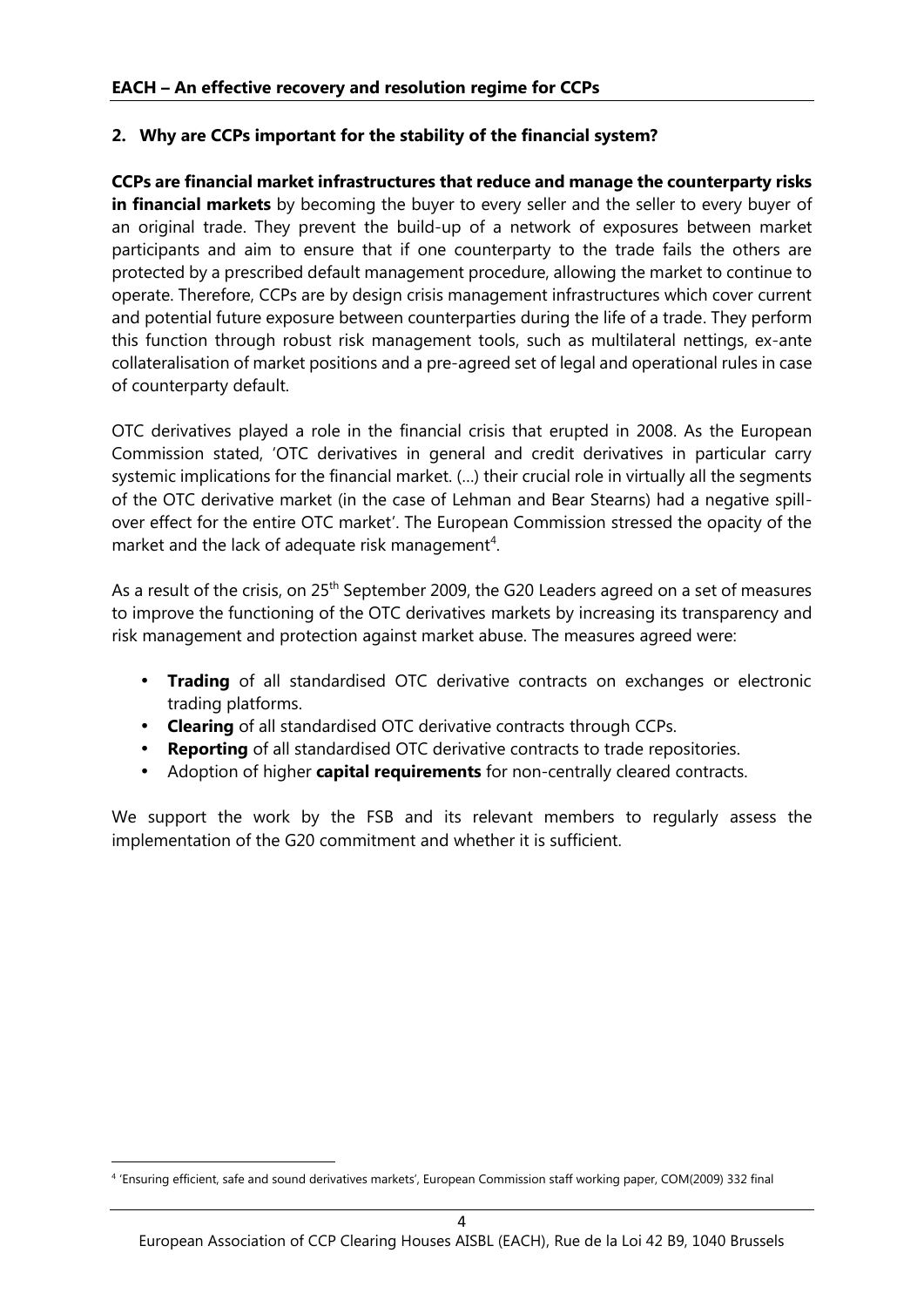## 2. Why are CCPs important for the stability of the financial system?

**CCPs are financial market infrastructures that reduce and manage the counterparty risks in financial markets** by becoming the buyer to every seller and the seller to every buyer of an original trade. They prevent the build-up of a network of exposures between market participants and aim to ensure that if one counterparty to the trade fails the others are protected by a prescribed default management procedure, allowing the market to continue to operate. Therefore, CCPs are by design crisis management infrastructures which cover current and potential future exposure between counterparties during the life of a trade. They perform this function through robust risk management tools, such as multilateral nettings, ex-ante collateralisation of market positions and a pre-agreed set of legal and operational rules in case of counterparty default.

OTC derivatives played a role in the financial crisis that erupted in 2008. As the European Commission stated, 'OTC derivatives in general and credit derivatives in particular carry systemic implications for the financial market. (…) their crucial role in virtually all the segments of the OTC derivative market (in the case of Lehman and Bear Stearns) had a negative spill-over effect for the entire OTC market'. The European Commission stressed the opacity of the market and the lack of adequate risk management[4].

As a result of the crisis, on 25th September 2009, the G20 Leaders agreed on a set of measures to improve the functioning of the OTC derivatives markets by increasing its transparency and risk management and protection against market abuse. The measures agreed were:

- **Trading** of all standardised OTC derivative contracts on exchanges or electronic trading platforms.
- **Clearing** of all standardised OTC derivative contracts through CCPs.
- **Reporting** of all standardised OTC derivative contracts to trade repositories.
- Adoption of higher **capital requirements** for non-centrally cleared contracts.

We support the work by the FSB and its relevant members to regularly assess the implementation of the G20 commitment and whether it is sufficient.

[4] 'Ensuring efficient, safe and sound derivatives markets', European Commission staff working paper, COM(2009) 332 final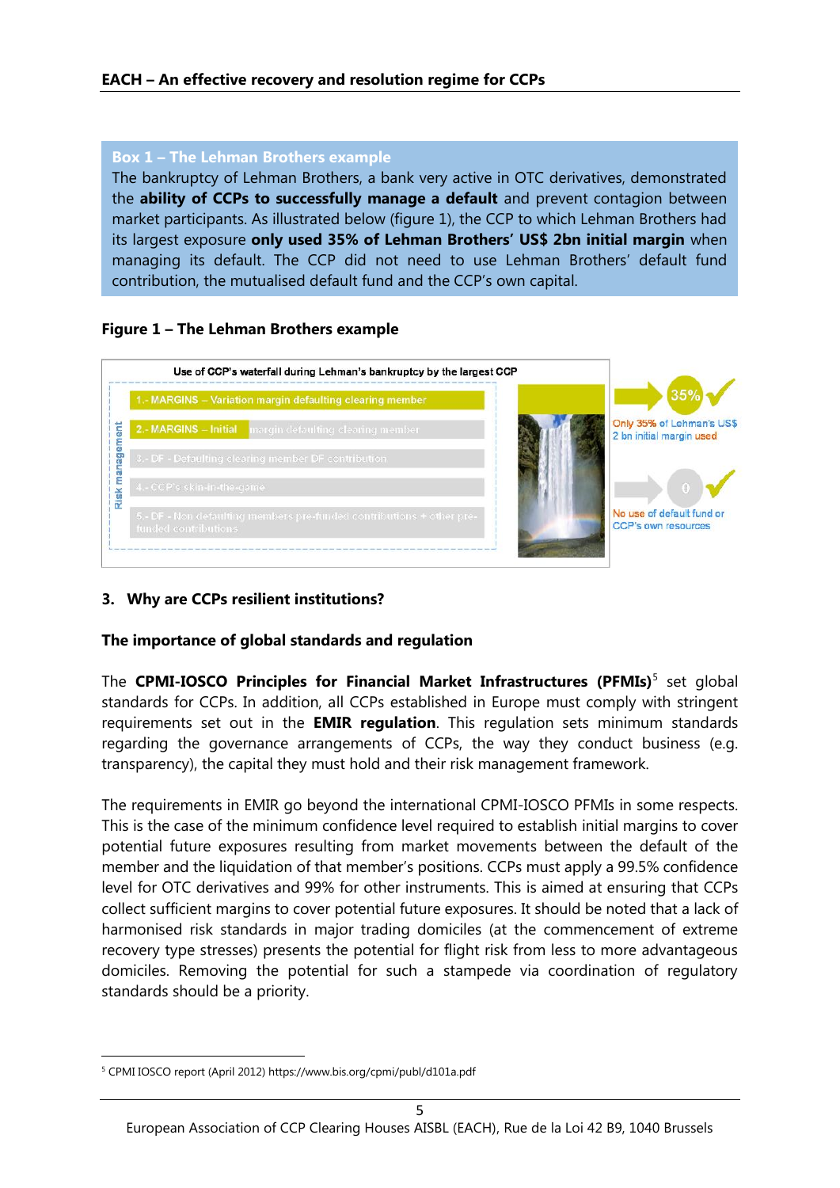**Box 1 – The Lehman Brothers example**

The bankruptcy of Lehman Brothers, a bank very active in OTC derivatives, demonstrated the **ability of CCPs to successfully manage a default** and prevent contagion between market participants. As illustrated below (figure 1), the CCP to which Lehman Brothers had its largest exposure **only used 35% of Lehman Brothers' US$ 2bn initial margin** when managing its default. The CCP did not need to use Lehman Brothers' default fund contribution, the mutualised default fund and the CCP's own capital.

**Figure 1 – The Lehman Brothers example**

Use of CCP's waterfall during Lehman's bankruptcy by the largest CCP

Risk management

1.- MARGINS – Variation margin defaulting clearing member

2.- MARGINS – Initial margin defaulting clearing member

3.- DF - Defaulting clearing member DF contribution

4.- CCP's skin-in-the-game

5.- DF - Non defaulting members pre-funded contributions + other pre-funded contributions

35% Only 35% of Lehman's US$ 2 bn initial margin used

0 No use of default fund or CCP's own resources

### 3. Why are CCPs resilient institutions?

**The importance of global standards and regulation**

The **CPMI-IOSCO Principles for Financial Market Infrastructures (PFMIs)**[5] set global standards for CCPs. In addition, all CCPs established in Europe must comply with stringent requirements set out in the **EMIR regulation**. This regulation sets minimum standards regarding the governance arrangements of CCPs, the way they conduct business (e.g. transparency), the capital they must hold and their risk management framework.

The requirements in EMIR go beyond the international CPMI-IOSCO PFMIs in some respects. This is the case of the minimum confidence level required to establish initial margins to cover potential future exposures resulting from market movements between the default of the member and the liquidation of that member's positions. CCPs must apply a 99.5% confidence level for OTC derivatives and 99% for other instruments. This is aimed at ensuring that CCPs collect sufficient margins to cover potential future exposures. It should be noted that a lack of harmonised risk standards in major trading domiciles (at the commencement of extreme recovery type stresses) presents the potential for flight risk from less to more advantageous domiciles. Removing the potential for such a stampede via coordination of regulatory standards should be a priority.

[5] CPMI IOSCO report (April 2012) https://www.bis.org/cpmi/publ/d101a.pdf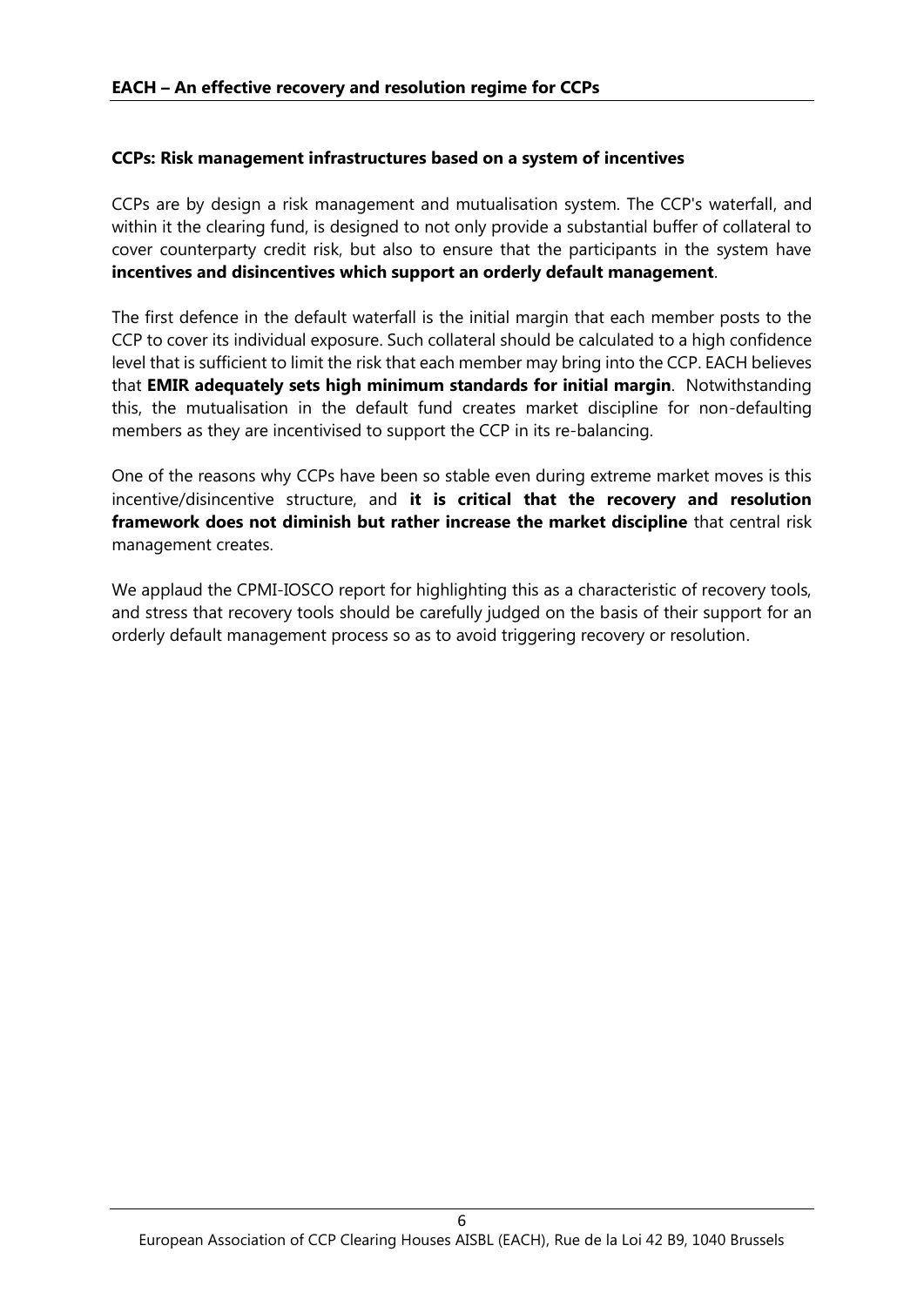### CCPs: Risk management infrastructures based on a system of incentives

CCPs are by design a risk management and mutualisation system. The CCP's waterfall, and within it the clearing fund, is designed to not only provide a substantial buffer of collateral to cover counterparty credit risk, but also to ensure that the participants in the system have **incentives and disincentives which support an orderly default management**.

The first defence in the default waterfall is the initial margin that each member posts to the CCP to cover its individual exposure. Such collateral should be calculated to a high confidence level that is sufficient to limit the risk that each member may bring into the CCP. EACH believes that **EMIR adequately sets high minimum standards for initial margin**. Notwithstanding this, the mutualisation in the default fund creates market discipline for non-defaulting members as they are incentivised to support the CCP in its re-balancing.

One of the reasons why CCPs have been so stable even during extreme market moves is this incentive/disincentive structure, and **it is critical that the recovery and resolution framework does not diminish but rather increase the market discipline** that central risk management creates.

We applaud the CPMI-IOSCO report for highlighting this as a characteristic of recovery tools, and stress that recovery tools should be carefully judged on the basis of their support for an orderly default management process so as to avoid triggering recovery or resolution.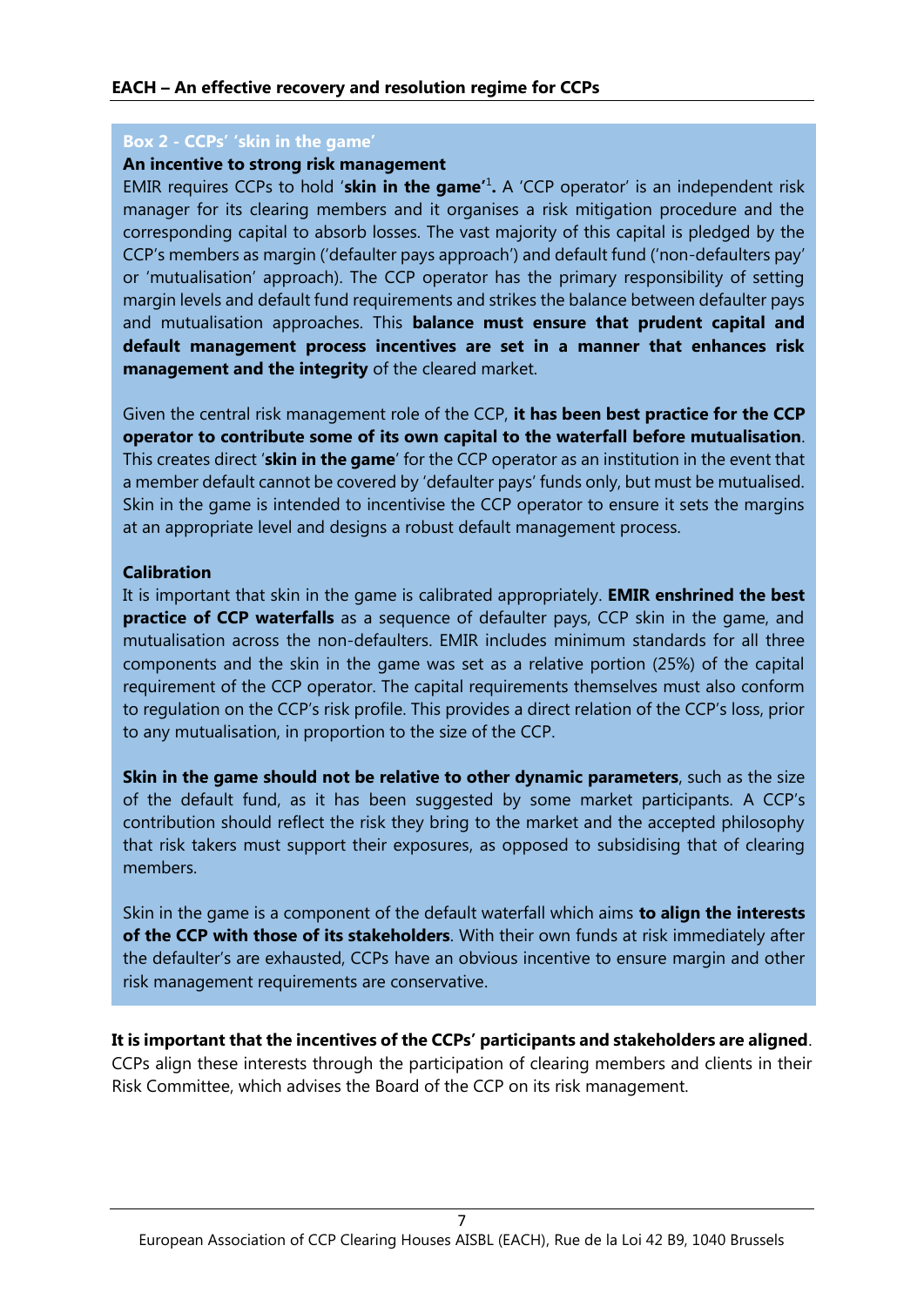### Box 2 - CCPs' 'skin in the game'

**An incentive to strong risk management**

EMIR requires CCPs to hold '**skin in the game'**[1]**.** A 'CCP operator' is an independent risk manager for its clearing members and it organises a risk mitigation procedure and the corresponding capital to absorb losses. The vast majority of this capital is pledged by the CCP's members as margin ('defaulter pays approach') and default fund ('non-defaulters pay' or 'mutualisation' approach). The CCP operator has the primary responsibility of setting margin levels and default fund requirements and strikes the balance between defaulter pays and mutualisation approaches. This **balance must ensure that prudent capital and default management process incentives are set in a manner that enhances risk management and the integrity** of the cleared market.

Given the central risk management role of the CCP, **it has been best practice for the CCP operator to contribute some of its own capital to the waterfall before mutualisation**. This creates direct '**skin in the game**' for the CCP operator as an institution in the event that a member default cannot be covered by 'defaulter pays' funds only, but must be mutualised. Skin in the game is intended to incentivise the CCP operator to ensure it sets the margins at an appropriate level and designs a robust default management process.

**Calibration**

It is important that skin in the game is calibrated appropriately. **EMIR enshrined the best practice of CCP waterfalls** as a sequence of defaulter pays, CCP skin in the game, and mutualisation across the non-defaulters. EMIR includes minimum standards for all three components and the skin in the game was set as a relative portion (25%) of the capital requirement of the CCP operator. The capital requirements themselves must also conform to regulation on the CCP's risk profile. This provides a direct relation of the CCP's loss, prior to any mutualisation, in proportion to the size of the CCP.

**Skin in the game should not be relative to other dynamic parameters**, such as the size of the default fund, as it has been suggested by some market participants. A CCP's contribution should reflect the risk they bring to the market and the accepted philosophy that risk takers must support their exposures, as opposed to subsidising that of clearing members.

Skin in the game is a component of the default waterfall which aims **to align the interests of the CCP with those of its stakeholders**. With their own funds at risk immediately after the defaulter's are exhausted, CCPs have an obvious incentive to ensure margin and other risk management requirements are conservative.

**It is important that the incentives of the CCPs' participants and stakeholders are aligned**. CCPs align these interests through the participation of clearing members and clients in their Risk Committee, which advises the Board of the CCP on its risk management.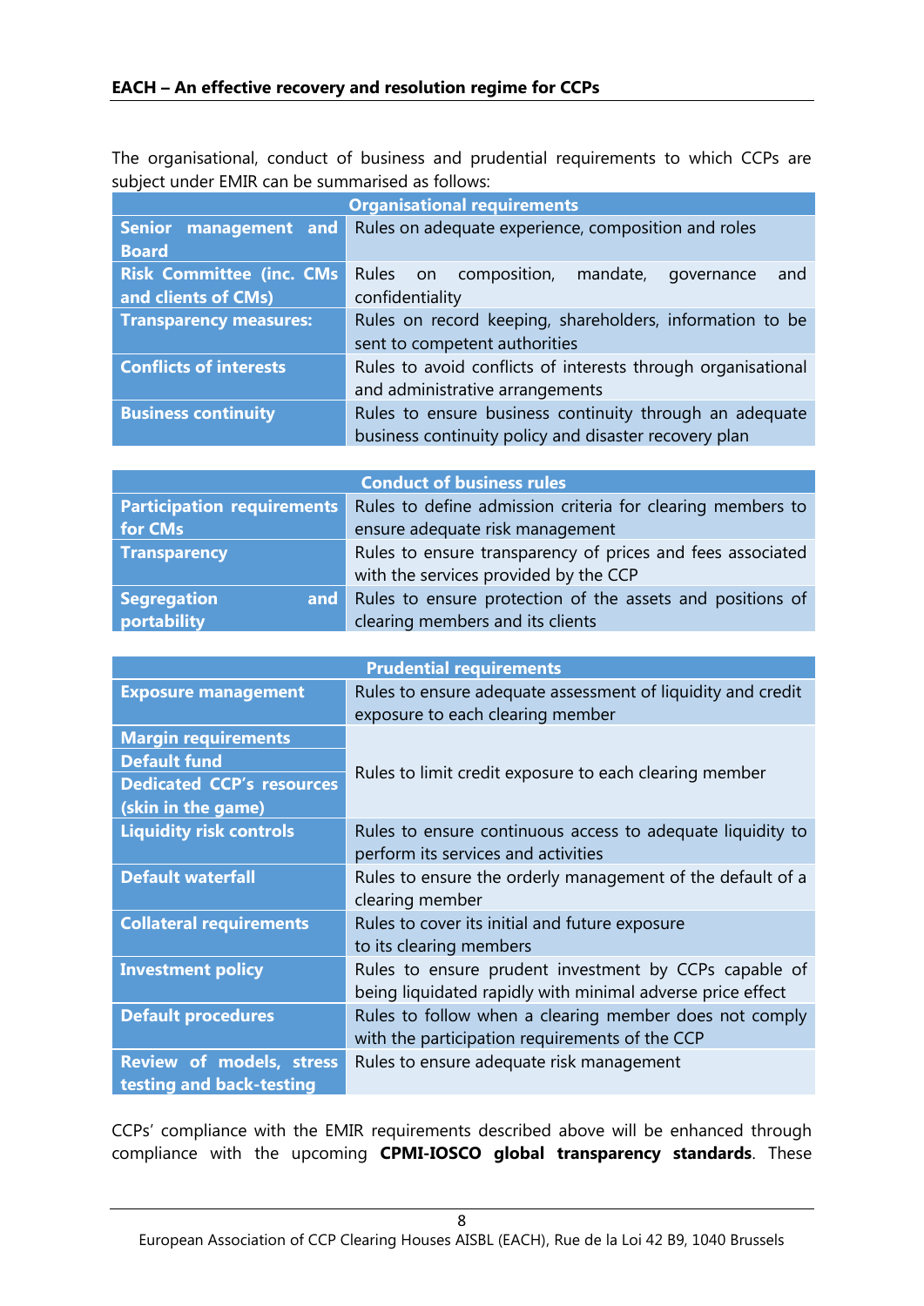The organisational, conduct of business and prudential requirements to which CCPs are subject under EMIR can be summarised as follows:

| Organisational requirements | |
|---|---|
| **Senior management and Board** | Rules on adequate experience, composition and roles |
| **Risk Committee (inc. CMs and clients of CMs)** | Rules on composition, mandate, governance and confidentiality |
| **Transparency measures:** | Rules on record keeping, shareholders, information to be sent to competent authorities |
| **Conflicts of interests** | Rules to avoid conflicts of interests through organisational and administrative arrangements |
| **Business continuity** | Rules to ensure business continuity through an adequate business continuity policy and disaster recovery plan |

| Conduct of business rules | |
|---|---|
| **Participation requirements for CMs** | Rules to define admission criteria for clearing members to ensure adequate risk management |
| **Transparency** | Rules to ensure transparency of prices and fees associated with the services provided by the CCP |
| **Segregation and portability** | Rules to ensure protection of the assets and positions of clearing members and its clients |

| Prudential requirements | |
|---|---|
| **Exposure management** | Rules to ensure adequate assessment of liquidity and credit exposure to each clearing member |
| **Margin requirements** | Rules to limit credit exposure to each clearing member |
| **Default fund** | |
| **Dedicated CCP's resources (skin in the game)** | |
| **Liquidity risk controls** | Rules to ensure continuous access to adequate liquidity to perform its services and activities |
| **Default waterfall** | Rules to ensure the orderly management of the default of a clearing member |
| **Collateral requirements** | Rules to cover its initial and future exposure to its clearing members |
| **Investment policy** | Rules to ensure prudent investment by CCPs capable of being liquidated rapidly with minimal adverse price effect |
| **Default procedures** | Rules to follow when a clearing member does not comply with the participation requirements of the CCP |
| **Review of models, stress testing and back-testing** | Rules to ensure adequate risk management |

CCPs' compliance with the EMIR requirements described above will be enhanced through compliance with the upcoming **CPMI-IOSCO global transparency standards**. These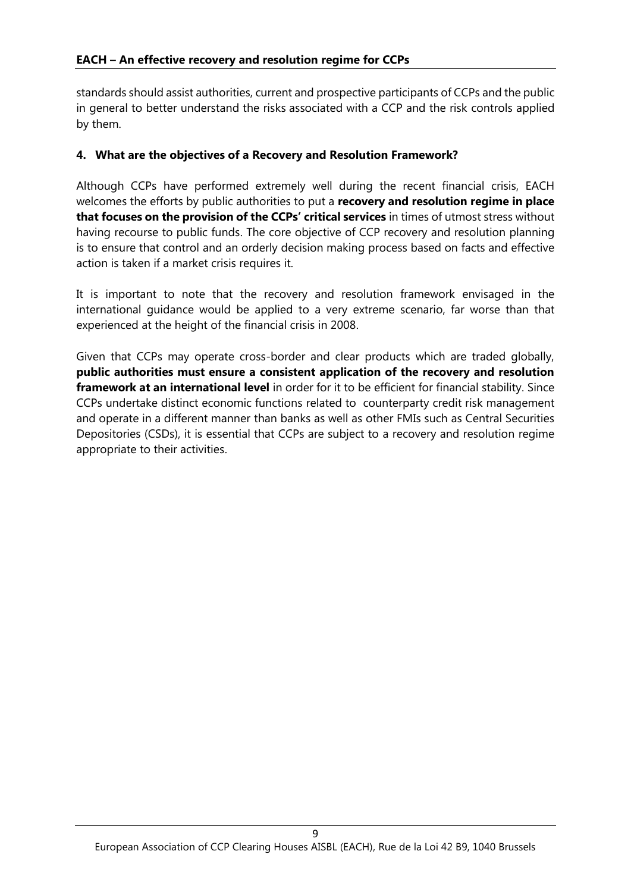standards should assist authorities, current and prospective participants of CCPs and the public in general to better understand the risks associated with a CCP and the risk controls applied by them.

## 4. What are the objectives of a Recovery and Resolution Framework?

Although CCPs have performed extremely well during the recent financial crisis, EACH welcomes the efforts by public authorities to put a **recovery and resolution regime in place that focuses on the provision of the CCPs' critical services** in times of utmost stress without having recourse to public funds. The core objective of CCP recovery and resolution planning is to ensure that control and an orderly decision making process based on facts and effective action is taken if a market crisis requires it.

It is important to note that the recovery and resolution framework envisaged in the international guidance would be applied to a very extreme scenario, far worse than that experienced at the height of the financial crisis in 2008.

Given that CCPs may operate cross-border and clear products which are traded globally, **public authorities must ensure a consistent application of the recovery and resolution framework at an international level** in order for it to be efficient for financial stability. Since CCPs undertake distinct economic functions related to counterparty credit risk management and operate in a different manner than banks as well as other FMIs such as Central Securities Depositories (CSDs), it is essential that CCPs are subject to a recovery and resolution regime appropriate to their activities.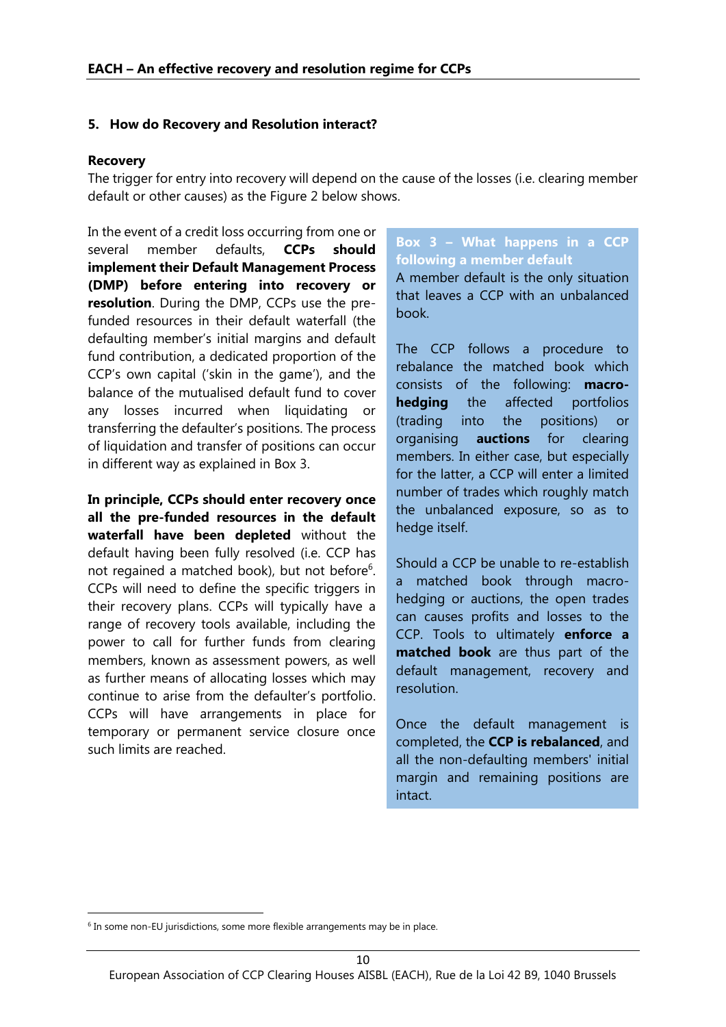## 5. How do Recovery and Resolution interact?

### Recovery

The trigger for entry into recovery will depend on the cause of the losses (i.e. clearing member default or other causes) as the Figure 2 below shows.

In the event of a credit loss occurring from one or several member defaults, **CCPs should implement their Default Management Process (DMP) before entering into recovery or resolution**. During the DMP, CCPs use the pre-funded resources in their default waterfall (the defaulting member's initial margins and default fund contribution, a dedicated proportion of the CCP's own capital ('skin in the game'), and the balance of the mutualised default fund to cover any losses incurred when liquidating or transferring the defaulter's positions. The process of liquidation and transfer of positions can occur in different way as explained in Box 3.

**In principle, CCPs should enter recovery once all the pre-funded resources in the default waterfall have been depleted** without the default having been fully resolved (i.e. CCP has not regained a matched book), but not before[6]. CCPs will need to define the specific triggers in their recovery plans. CCPs will typically have a range of recovery tools available, including the power to call for further funds from clearing members, known as assessment powers, as well as further means of allocating losses which may continue to arise from the defaulter's portfolio. CCPs will have arrangements in place for temporary or permanent service closure once such limits are reached.

**Box 3 – What happens in a CCP following a member default**

A member default is the only situation that leaves a CCP with an unbalanced book.

The CCP follows a procedure to rebalance the matched book which consists of the following: **macro-hedging** the affected portfolios (trading into the positions) or organising **auctions** for clearing members. In either case, but especially for the latter, a CCP will enter a limited number of trades which roughly match the unbalanced exposure, so as to hedge itself.

Should a CCP be unable to re-establish a matched book through macro-hedging or auctions, the open trades can causes profits and losses to the CCP. Tools to ultimately **enforce a matched book** are thus part of the default management, recovery and resolution.

Once the default management is completed, the **CCP is rebalanced**, and all the non-defaulting members' initial margin and remaining positions are intact.

[6] In some non-EU jurisdictions, some more flexible arrangements may be in place.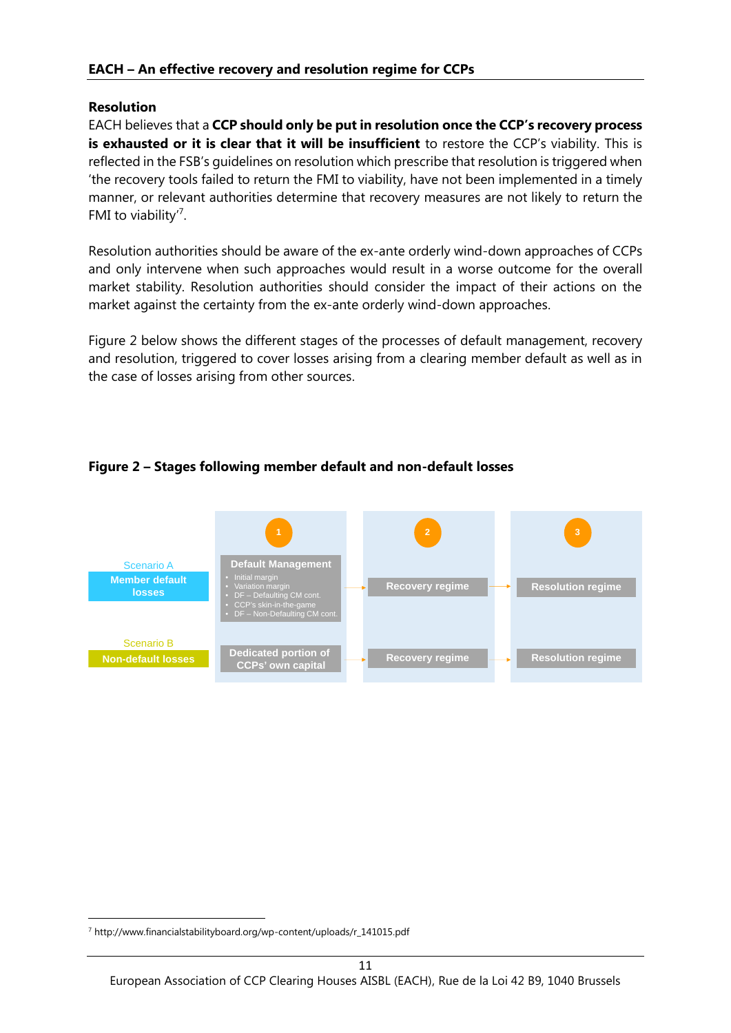## Resolution

EACH believes that a **CCP should only be put in resolution once the CCP's recovery process is exhausted or it is clear that it will be insufficient** to restore the CCP's viability. This is reflected in the FSB's guidelines on resolution which prescribe that resolution is triggered when 'the recovery tools failed to return the FMI to viability, have not been implemented in a timely manner, or relevant authorities determine that recovery measures are not likely to return the FMI to viability'[7].

Resolution authorities should be aware of the ex-ante orderly wind-down approaches of CCPs and only intervene when such approaches would result in a worse outcome for the overall market stability. Resolution authorities should consider the impact of their actions on the market against the certainty from the ex-ante orderly wind-down approaches.

Figure 2 below shows the different stages of the processes of default management, recovery and resolution, triggered to cover losses arising from a clearing member default as well as in the case of losses arising from other sources.

**Figure 2 – Stages following member default and non-default losses**

| | 1 | 2 | 3 |
|---|---|---|---|
| Scenario A: **Member default losses** | **Default Management**<br>• Initial margin<br>• Variation margin<br>• DF – Defaulting CM cont.<br>• CCP's skin-in-the-game<br>• DF – Non-Defaulting CM cont. | **Recovery regime** | **Resolution regime** |
| Scenario B: **Non-default losses** | **Dedicated portion of CCPs' own capital** | **Recovery regime** | **Resolution regime** |

[7] http://www.financialstabilityboard.org/wp-content/uploads/r_141015.pdf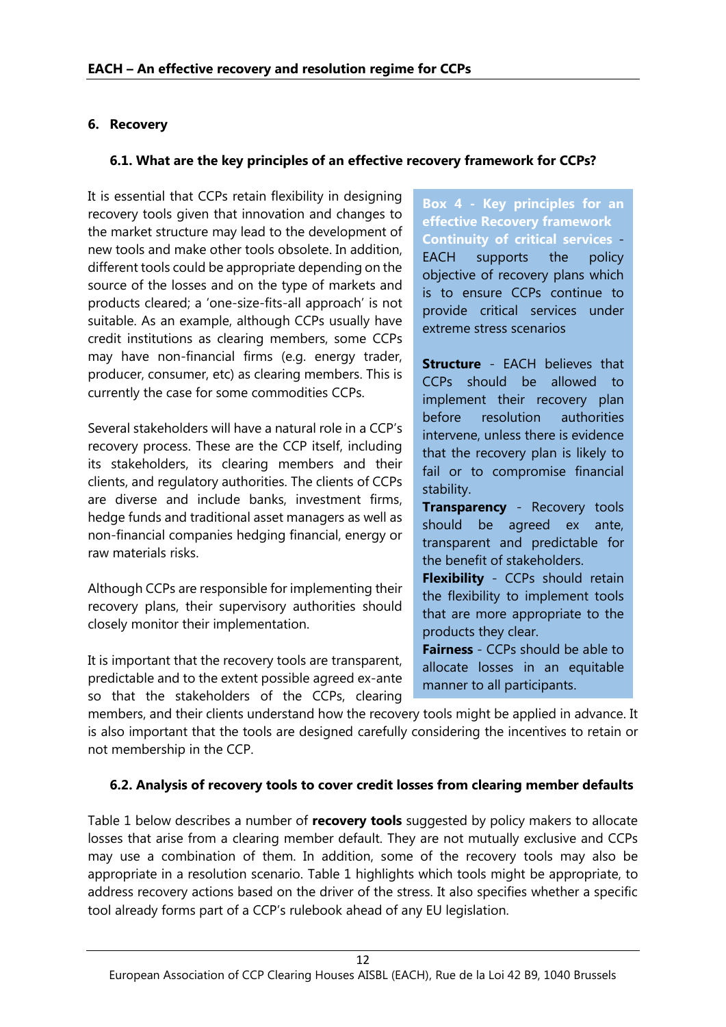## 6. Recovery

### 6.1. What are the key principles of an effective recovery framework for CCPs?

It is essential that CCPs retain flexibility in designing recovery tools given that innovation and changes to the market structure may lead to the development of new tools and make other tools obsolete. In addition, different tools could be appropriate depending on the source of the losses and on the type of markets and products cleared; a 'one-size-fits-all approach' is not suitable. As an example, although CCPs usually have credit institutions as clearing members, some CCPs may have non-financial firms (e.g. energy trader, producer, consumer, etc) as clearing members. This is currently the case for some commodities CCPs.

Several stakeholders will have a natural role in a CCP's recovery process. These are the CCP itself, including its stakeholders, its clearing members and their clients, and regulatory authorities. The clients of CCPs are diverse and include banks, investment firms, hedge funds and traditional asset managers as well as non-financial companies hedging financial, energy or raw materials risks.

Although CCPs are responsible for implementing their recovery plans, their supervisory authorities should closely monitor their implementation.

It is important that the recovery tools are transparent, predictable and to the extent possible agreed ex-ante so that the stakeholders of the CCPs, clearing members, and their clients understand how the recovery tools might be applied in advance. It is also important that the tools are designed carefully considering the incentives to retain or not membership in the CCP.

> **Box 4 - Key principles for an effective Recovery framework**
>
> **Continuity of critical services** - EACH supports the policy objective of recovery plans which is to ensure CCPs continue to provide critical services under extreme stress scenarios
>
> **Structure** - EACH believes that CCPs should be allowed to implement their recovery plan before resolution authorities intervene, unless there is evidence that the recovery plan is likely to fail or to compromise financial stability.
>
> **Transparency** - Recovery tools should be agreed ex ante, transparent and predictable for the benefit of stakeholders.
>
> **Flexibility** - CCPs should retain the flexibility to implement tools that are more appropriate to the products they clear.
>
> **Fairness** - CCPs should be able to allocate losses in an equitable manner to all participants.

### 6.2. Analysis of recovery tools to cover credit losses from clearing member defaults

Table 1 below describes a number of **recovery tools** suggested by policy makers to allocate losses that arise from a clearing member default. They are not mutually exclusive and CCPs may use a combination of them. In addition, some of the recovery tools may also be appropriate in a resolution scenario. Table 1 highlights which tools might be appropriate, to address recovery actions based on the driver of the stress. It also specifies whether a specific tool already forms part of a CCP's rulebook ahead of any EU legislation.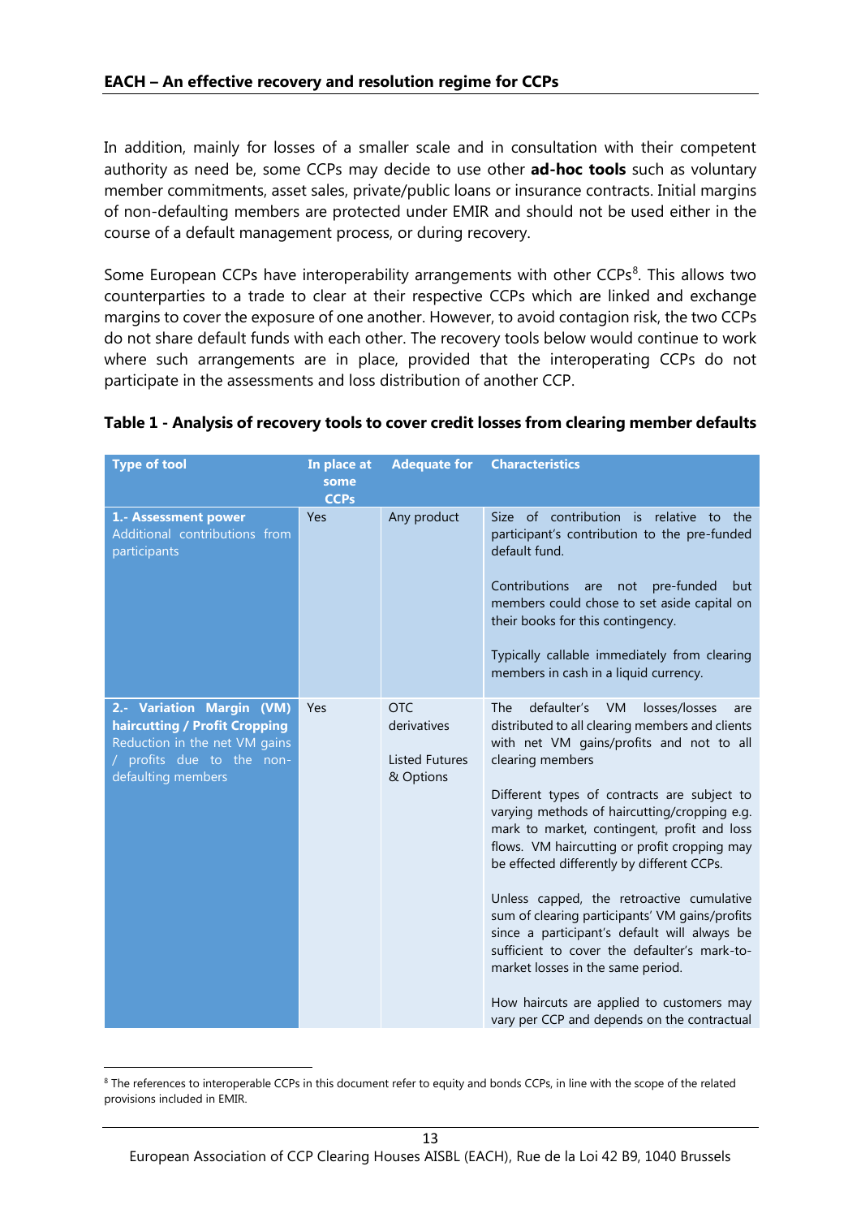In addition, mainly for losses of a smaller scale and in consultation with their competent authority as need be, some CCPs may decide to use other **ad-hoc tools** such as voluntary member commitments, asset sales, private/public loans or insurance contracts. Initial margins of non-defaulting members are protected under EMIR and should not be used either in the course of a default management process, or during recovery.

Some European CCPs have interoperability arrangements with other CCPs[8]. This allows two counterparties to a trade to clear at their respective CCPs which are linked and exchange margins to cover the exposure of one another. However, to avoid contagion risk, the two CCPs do not share default funds with each other. The recovery tools below would continue to work where such arrangements are in place, provided that the interoperating CCPs do not participate in the assessments and loss distribution of another CCP.

**Table 1 - Analysis of recovery tools to cover credit losses from clearing member defaults**

| Type of tool | In place at some CCPs | Adequate for | Characteristics |
|---|---|---|---|
| **1.- Assessment power**<br>Additional contributions from participants | Yes | Any product | Size of contribution is relative to the participant's contribution to the pre-funded default fund.<br><br>Contributions are not pre-funded but members could chose to set aside capital on their books for this contingency.<br><br>Typically callable immediately from clearing members in cash in a liquid currency. |
| **2.- Variation Margin (VM) haircutting / Profit Cropping**<br>Reduction in the net VM gains / profits due to the non-defaulting members | Yes | OTC derivatives<br><br>Listed Futures & Options | The defaulter's VM losses/losses are distributed to all clearing members and clients with net VM gains/profits and not to all clearing members<br><br>Different types of contracts are subject to varying methods of haircutting/cropping e.g. mark to market, contingent, profit and loss flows. VM haircutting or profit cropping may be effected differently by different CCPs.<br><br>Unless capped, the retroactive cumulative sum of clearing participants' VM gains/profits since a participant's default will always be sufficient to cover the defaulter's mark-to-market losses in the same period.<br><br>How haircuts are applied to customers may vary per CCP and depends on the contractual |

[8] The references to interoperable CCPs in this document refer to equity and bonds CCPs, in line with the scope of the related provisions included in EMIR.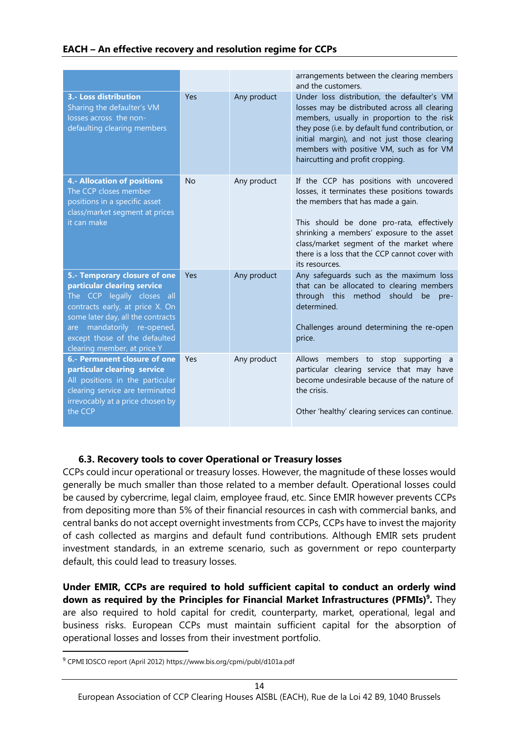| | | | |
|---|---|---|---|
| | | | arrangements between the clearing members and the customers. |
| **3.- Loss distribution** Sharing the defaulter's VM losses across the non-defaulting clearing members | Yes | Any product | Under loss distribution, the defaulter's VM losses may be distributed across all clearing members, usually in proportion to the risk they pose (i.e. by default fund contribution, or initial margin), and not just those clearing members with positive VM, such as for VM haircutting and profit cropping. |
| **4.- Allocation of positions** The CCP closes member positions in a specific asset class/market segment at prices it can make | No | Any product | If the CCP has positions with uncovered losses, it terminates these positions towards the members that has made a gain. This should be done pro-rata, effectively shrinking a members' exposure to the asset class/market segment of the market where there is a loss that the CCP cannot cover with its resources. |
| **5.- Temporary closure of one particular clearing service** The CCP legally closes all contracts early, at price X. On some later day, all the contracts are mandatorily re-opened, except those of the defaulted clearing member, at price Y | Yes | Any product | Any safeguards such as the maximum loss that can be allocated to clearing members through this method should be pre-determined. Challenges around determining the re-open price. |
| **6.- Permanent closure of one particular clearing service** All positions in the particular clearing service are terminated irrevocably at a price chosen by the CCP | Yes | Any product | Allows members to stop supporting a particular clearing service that may have become undesirable because of the nature of the crisis. Other 'healthy' clearing services can continue. |

### 6.3. Recovery tools to cover Operational or Treasury losses

CCPs could incur operational or treasury losses. However, the magnitude of these losses would generally be much smaller than those related to a member default. Operational losses could be caused by cybercrime, legal claim, employee fraud, etc. Since EMIR however prevents CCPs from depositing more than 5% of their financial resources in cash with commercial banks, and central banks do not accept overnight investments from CCPs, CCPs have to invest the majority of cash collected as margins and default fund contributions. Although EMIR sets prudent investment standards, in an extreme scenario, such as government or repo counterparty default, this could lead to treasury losses.

**Under EMIR, CCPs are required to hold sufficient capital to conduct an orderly wind down as required by the Principles for Financial Market Infrastructures (PFMIs)[9].** They are also required to hold capital for credit, counterparty, market, operational, legal and business risks. European CCPs must maintain sufficient capital for the absorption of operational losses and losses from their investment portfolio.

[9] CPMI IOSCO report (April 2012) https://www.bis.org/cpmi/publ/d101a.pdf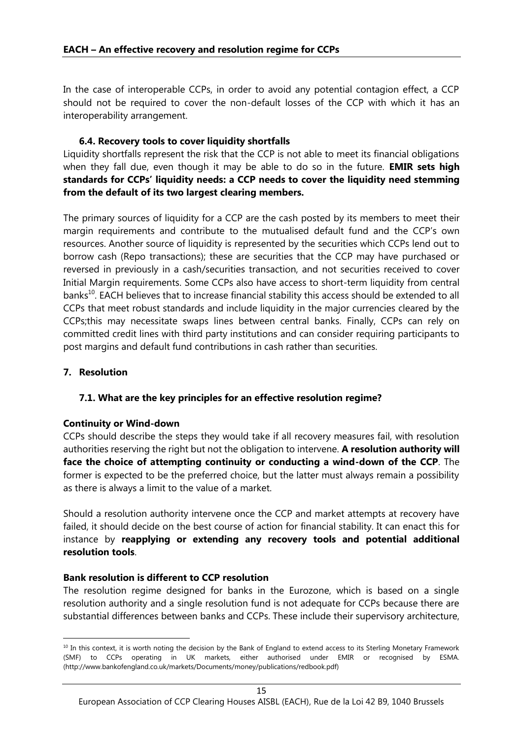In the case of interoperable CCPs, in order to avoid any potential contagion effect, a CCP should not be required to cover the non-default losses of the CCP with which it has an interoperability arrangement.

### 6.4. Recovery tools to cover liquidity shortfalls

Liquidity shortfalls represent the risk that the CCP is not able to meet its financial obligations when they fall due, even though it may be able to do so in the future. **EMIR sets high standards for CCPs' liquidity needs: a CCP needs to cover the liquidity need stemming from the default of its two largest clearing members.**

The primary sources of liquidity for a CCP are the cash posted by its members to meet their margin requirements and contribute to the mutualised default fund and the CCP's own resources. Another source of liquidity is represented by the securities which CCPs lend out to borrow cash (Repo transactions); these are securities that the CCP may have purchased or reversed in previously in a cash/securities transaction, and not securities received to cover Initial Margin requirements. Some CCPs also have access to short-term liquidity from central banks[10]. EACH believes that to increase financial stability this access should be extended to all CCPs that meet robust standards and include liquidity in the major currencies cleared by the CCPs;this may necessitate swaps lines between central banks. Finally, CCPs can rely on committed credit lines with third party institutions and can consider requiring participants to post margins and default fund contributions in cash rather than securities.

## 7. Resolution

### 7.1. What are the key principles for an effective resolution regime?

**Continuity or Wind-down**

CCPs should describe the steps they would take if all recovery measures fail, with resolution authorities reserving the right but not the obligation to intervene. **A resolution authority will face the choice of attempting continuity or conducting a wind-down of the CCP**. The former is expected to be the preferred choice, but the latter must always remain a possibility as there is always a limit to the value of a market.

Should a resolution authority intervene once the CCP and market attempts at recovery have failed, it should decide on the best course of action for financial stability. It can enact this for instance by **reapplying or extending any recovery tools and potential additional resolution tools**.

**Bank resolution is different to CCP resolution**

The resolution regime designed for banks in the Eurozone, which is based on a single resolution authority and a single resolution fund is not adequate for CCPs because there are substantial differences between banks and CCPs. These include their supervisory architecture,

[10] In this context, it is worth noting the decision by the Bank of England to extend access to its Sterling Monetary Framework (SMF) to CCPs operating in UK markets, either authorised under EMIR or recognised by ESMA. (http://www.bankofengland.co.uk/markets/Documents/money/publications/redbook.pdf)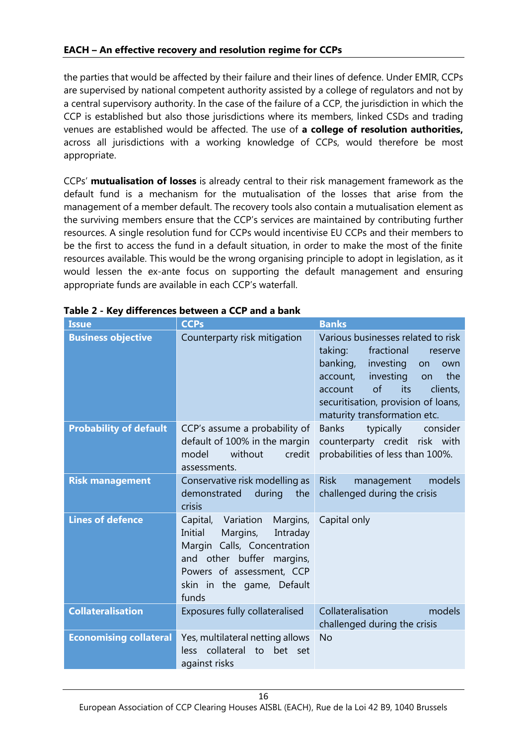the parties that would be affected by their failure and their lines of defence. Under EMIR, CCPs are supervised by national competent authority assisted by a college of regulators and not by a central supervisory authority. In the case of the failure of a CCP, the jurisdiction in which the CCP is established but also those jurisdictions where its members, linked CSDs and trading venues are established would be affected. The use of **a college of resolution authorities,** across all jurisdictions with a working knowledge of CCPs, would therefore be most appropriate.

CCPs' **mutualisation of losses** is already central to their risk management framework as the default fund is a mechanism for the mutualisation of the losses that arise from the management of a member default. The recovery tools also contain a mutualisation element as the surviving members ensure that the CCP's services are maintained by contributing further resources. A single resolution fund for CCPs would incentivise EU CCPs and their members to be the first to access the fund in a default situation, in order to make the most of the finite resources available. This would be the wrong organising principle to adopt in legislation, as it would lessen the ex-ante focus on supporting the default management and ensuring appropriate funds are available in each CCP's waterfall.

**Table 2 - Key differences between a CCP and a bank**

| Issue | CCPs | Banks |
|---|---|---|
| **Business objective** | Counterparty risk mitigation | Various businesses related to risk taking: fractional reserve banking, investing on own account, investing on the account of its clients, securitisation, provision of loans, maturity transformation etc. |
| **Probability of default** | CCP's assume a probability of default of 100% in the margin model without credit assessments. | Banks typically consider counterparty credit risk with probabilities of less than 100%. |
| **Risk management** | Conservative risk modelling as demonstrated during the crisis | Risk management models challenged during the crisis |
| **Lines of defence** | Capital, Variation Margins, Initial Margins, Intraday Margin Calls, Concentration and other buffer margins, Powers of assessment, CCP skin in the game, Default funds | Capital only |
| **Collateralisation** | Exposures fully collateralised | Collateralisation models challenged during the crisis |
| **Economising collateral** | Yes, multilateral netting allows less collateral to bet set against risks | No |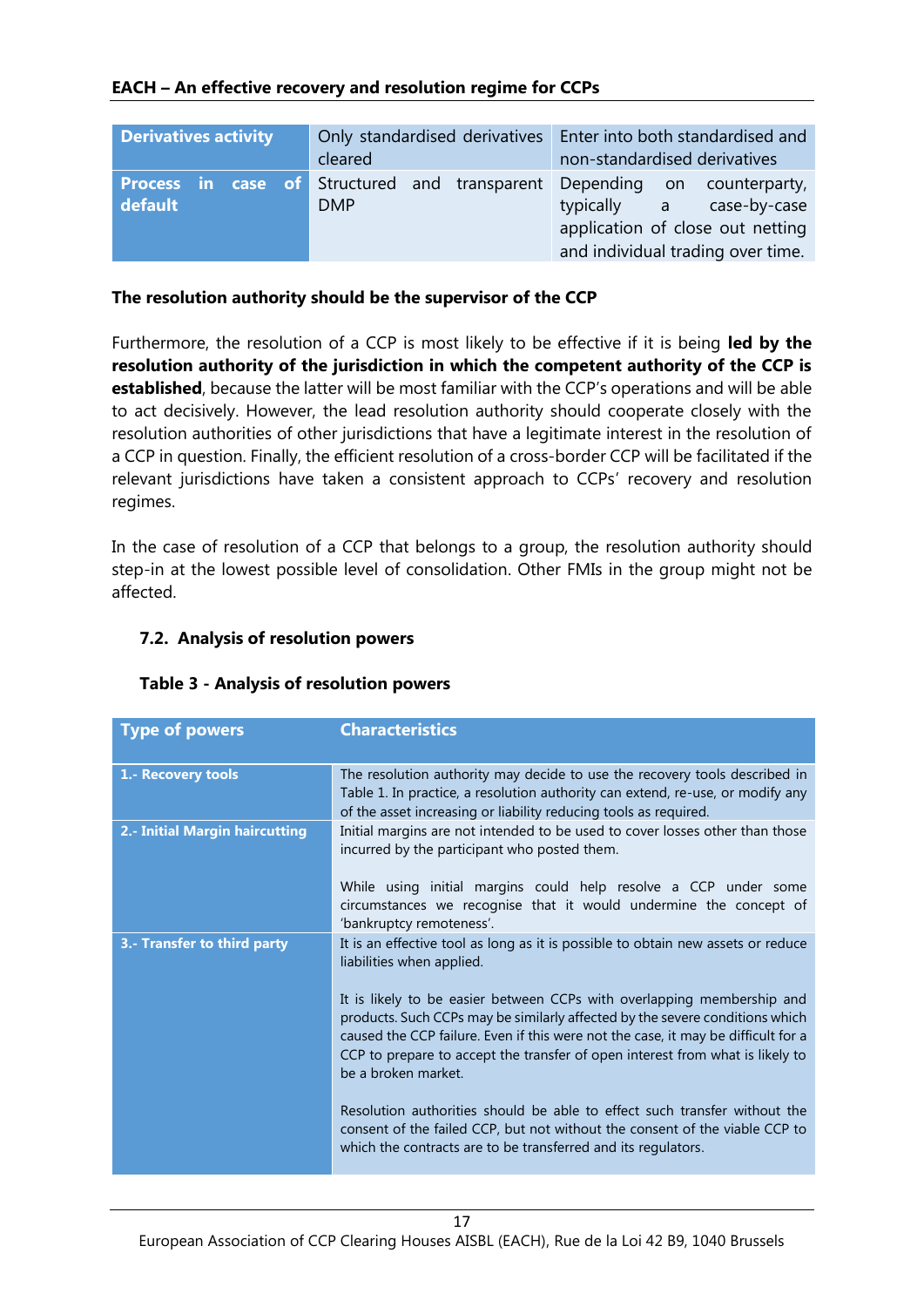| Derivatives activity | Only standardised derivatives cleared | Enter into both standardised and non-standardised derivatives |
|---|---|---|
| Process in case of default | Structured and transparent DMP | Depending on counterparty, typically a case-by-case application of close out netting and individual trading over time. |

**The resolution authority should be the supervisor of the CCP**

Furthermore, the resolution of a CCP is most likely to be effective if it is being **led by the resolution authority of the jurisdiction in which the competent authority of the CCP is established**, because the latter will be most familiar with the CCP's operations and will be able to act decisively. However, the lead resolution authority should cooperate closely with the resolution authorities of other jurisdictions that have a legitimate interest in the resolution of a CCP in question. Finally, the efficient resolution of a cross-border CCP will be facilitated if the relevant jurisdictions have taken a consistent approach to CCPs' recovery and resolution regimes.

In the case of resolution of a CCP that belongs to a group, the resolution authority should step-in at the lowest possible level of consolidation. Other FMIs in the group might not be affected.

### 7.2. Analysis of resolution powers

**Table 3 - Analysis of resolution powers**

| Type of powers | Characteristics |
|---|---|
| 1.- Recovery tools | The resolution authority may decide to use the recovery tools described in Table 1. In practice, a resolution authority can extend, re-use, or modify any of the asset increasing or liability reducing tools as required. |
| 2.- Initial Margin haircutting | Initial margins are not intended to be used to cover losses other than those incurred by the participant who posted them.<br><br>While using initial margins could help resolve a CCP under some circumstances we recognise that it would undermine the concept of 'bankruptcy remoteness'. |
| 3.- Transfer to third party | It is an effective tool as long as it is possible to obtain new assets or reduce liabilities when applied.<br><br>It is likely to be easier between CCPs with overlapping membership and products. Such CCPs may be similarly affected by the severe conditions which caused the CCP failure. Even if this were not the case, it may be difficult for a CCP to prepare to accept the transfer of open interest from what is likely to be a broken market.<br><br>Resolution authorities should be able to effect such transfer without the consent of the failed CCP, but not without the consent of the viable CCP to which the contracts are to be transferred and its regulators. |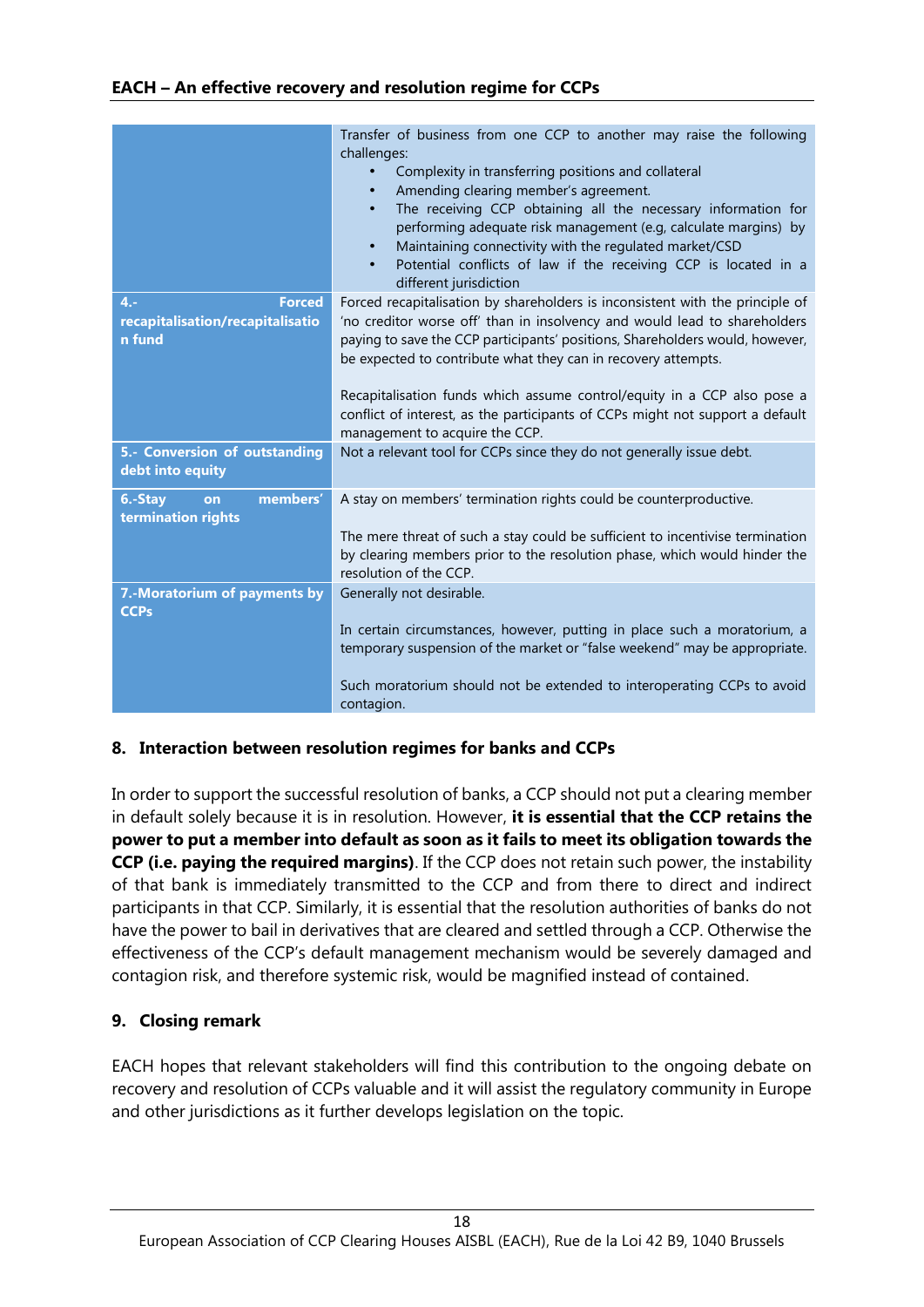| | |
|---|---|
| | Transfer of business from one CCP to another may raise the following challenges: <br>• Complexity in transferring positions and collateral<br>• Amending clearing member's agreement.<br>• The receiving CCP obtaining all the necessary information for performing adequate risk management (e.g, calculate margins) by<br>• Maintaining connectivity with the regulated market/CSD<br>• Potential conflicts of law if the receiving CCP is located in a different jurisdiction |
| **4.- Forced recapitalisation/recapitalisation fund** | Forced recapitalisation by shareholders is inconsistent with the principle of 'no creditor worse off' than in insolvency and would lead to shareholders paying to save the CCP participants' positions, Shareholders would, however, be expected to contribute what they can in recovery attempts.<br><br>Recapitalisation funds which assume control/equity in a CCP also pose a conflict of interest, as the participants of CCPs might not support a default management to acquire the CCP. |
| **5.- Conversion of outstanding debt into equity** | Not a relevant tool for CCPs since they do not generally issue debt. |
| **6.-Stay on members' termination rights** | A stay on members' termination rights could be counterproductive.<br><br>The mere threat of such a stay could be sufficient to incentivise termination by clearing members prior to the resolution phase, which would hinder the resolution of the CCP. |
| **7.-Moratorium of payments by CCPs** | Generally not desirable.<br><br>In certain circumstances, however, putting in place such a moratorium, a temporary suspension of the market or "false weekend" may be appropriate.<br><br>Such moratorium should not be extended to interoperating CCPs to avoid contagion. |

## 8. Interaction between resolution regimes for banks and CCPs

In order to support the successful resolution of banks, a CCP should not put a clearing member in default solely because it is in resolution. However, **it is essential that the CCP retains the power to put a member into default as soon as it fails to meet its obligation towards the CCP (i.e. paying the required margins)**. If the CCP does not retain such power, the instability of that bank is immediately transmitted to the CCP and from there to direct and indirect participants in that CCP. Similarly, it is essential that the resolution authorities of banks do not have the power to bail in derivatives that are cleared and settled through a CCP. Otherwise the effectiveness of the CCP's default management mechanism would be severely damaged and contagion risk, and therefore systemic risk, would be magnified instead of contained.

## 9. Closing remark

EACH hopes that relevant stakeholders will find this contribution to the ongoing debate on recovery and resolution of CCPs valuable and it will assist the regulatory community in Europe and other jurisdictions as it further develops legislation on the topic.